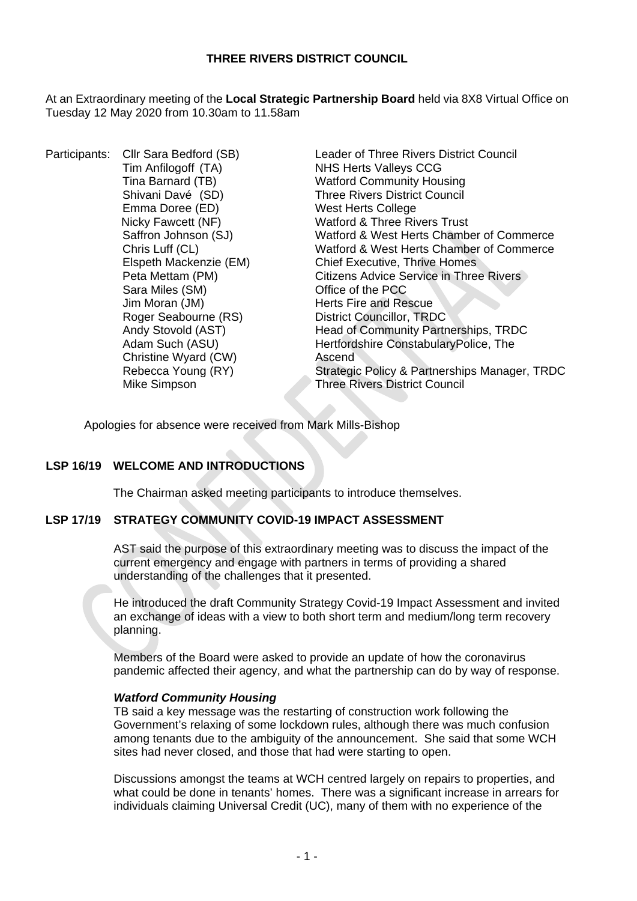**THREE RIVERS DISTRICT COUNCIL**

At an Extraordinary meeting of the **Local Strategic Partnership Board** held via 8X8 Virtual Office on Tuesday 12 May 2020 from 10.30am to 11.58am

Participants:

| | |
|---|---|
| Cllr Sara Bedford (SB) | Leader of Three Rivers District Council |
| Tim Anfilogoff (TA) | NHS Herts Valleys CCG |
| Tina Barnard (TB) | Watford Community Housing |
| Shivani Davé (SD) | Three Rivers District Council |
| Emma Doree (ED) | West Herts College |
| Nicky Fawcett (NF) | Watford & Three Rivers Trust |
| Saffron Johnson (SJ) | Watford & West Herts Chamber of Commerce |
| Chris Luff (CL) | Watford & West Herts Chamber of Commerce |
| Elspeth Mackenzie (EM) | Chief Executive, Thrive Homes |
| Peta Mettam (PM) | Citizens Advice Service in Three Rivers |
| Sara Miles (SM) | Office of the PCC |
| Jim Moran (JM) | Herts Fire and Rescue |
| Roger Seabourne (RS) | District Councillor, TRDC |
| Andy Stovold (AST) | Head of Community Partnerships, TRDC |
| Adam Such (ASU) | Hertfordshire ConstabularyPolice, The |
| Christine Wyard (CW) | Ascend |
| Rebecca Young (RY) | Strategic Policy & Partnerships Manager, TRDC |
| Mike Simpson | Three Rivers District Council |

Apologies for absence were received from Mark Mills-Bishop

## LSP 16/19 WELCOME AND INTRODUCTIONS

The Chairman asked meeting participants to introduce themselves.

## LSP 17/19 STRATEGY COMMUNITY COVID-19 IMPACT ASSESSMENT

AST said the purpose of this extraordinary meeting was to discuss the impact of the current emergency and engage with partners in terms of providing a shared understanding of the challenges that it presented.

He introduced the draft Community Strategy Covid-19 Impact Assessment and invited an exchange of ideas with a view to both short term and medium/long term recovery planning.

Members of the Board were asked to provide an update of how the coronavirus pandemic affected their agency, and what the partnership can do by way of response.

***Watford Community Housing***

TB said a key message was the restarting of construction work following the Government's relaxing of some lockdown rules, although there was much confusion among tenants due to the ambiguity of the announcement. She said that some WCH sites had never closed, and those that had were starting to open.

Discussions amongst the teams at WCH centred largely on repairs to properties, and what could be done in tenants' homes. There was a significant increase in arrears for individuals claiming Universal Credit (UC), many of them with no experience of the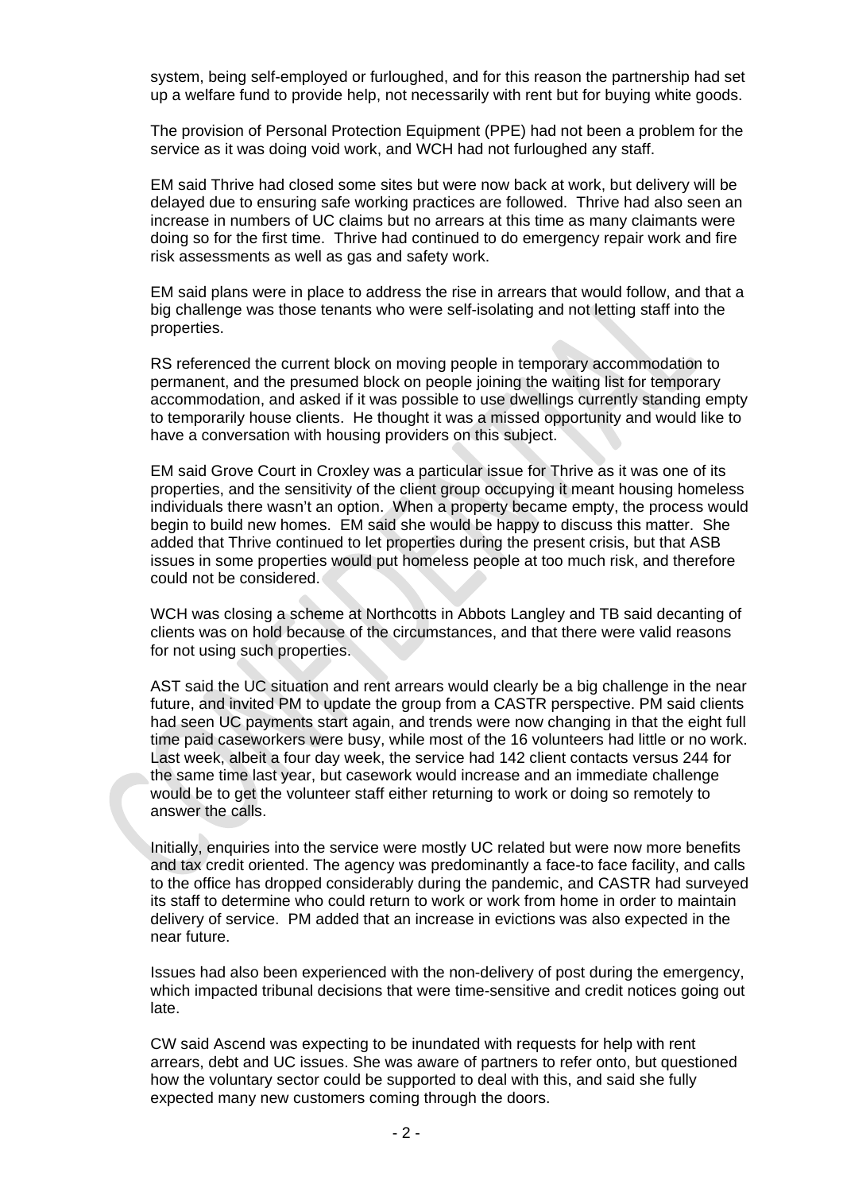system, being self-employed or furloughed, and for this reason the partnership had set up a welfare fund to provide help, not necessarily with rent but for buying white goods.

The provision of Personal Protection Equipment (PPE) had not been a problem for the service as it was doing void work, and WCH had not furloughed any staff.

EM said Thrive had closed some sites but were now back at work, but delivery will be delayed due to ensuring safe working practices are followed. Thrive had also seen an increase in numbers of UC claims but no arrears at this time as many claimants were doing so for the first time. Thrive had continued to do emergency repair work and fire risk assessments as well as gas and safety work.

EM said plans were in place to address the rise in arrears that would follow, and that a big challenge was those tenants who were self-isolating and not letting staff into the properties.

RS referenced the current block on moving people in temporary accommodation to permanent, and the presumed block on people joining the waiting list for temporary accommodation, and asked if it was possible to use dwellings currently standing empty to temporarily house clients. He thought it was a missed opportunity and would like to have a conversation with housing providers on this subject.

EM said Grove Court in Croxley was a particular issue for Thrive as it was one of its properties, and the sensitivity of the client group occupying it meant housing homeless individuals there wasn't an option. When a property became empty, the process would begin to build new homes. EM said she would be happy to discuss this matter. She added that Thrive continued to let properties during the present crisis, but that ASB issues in some properties would put homeless people at too much risk, and therefore could not be considered.

WCH was closing a scheme at Northcotts in Abbots Langley and TB said decanting of clients was on hold because of the circumstances, and that there were valid reasons for not using such properties.

AST said the UC situation and rent arrears would clearly be a big challenge in the near future, and invited PM to update the group from a CASTR perspective. PM said clients had seen UC payments start again, and trends were now changing in that the eight full time paid caseworkers were busy, while most of the 16 volunteers had little or no work. Last week, albeit a four day week, the service had 142 client contacts versus 244 for the same time last year, but casework would increase and an immediate challenge would be to get the volunteer staff either returning to work or doing so remotely to answer the calls.

Initially, enquiries into the service were mostly UC related but were now more benefits and tax credit oriented. The agency was predominantly a face-to face facility, and calls to the office has dropped considerably during the pandemic, and CASTR had surveyed its staff to determine who could return to work or work from home in order to maintain delivery of service. PM added that an increase in evictions was also expected in the near future.

Issues had also been experienced with the non-delivery of post during the emergency, which impacted tribunal decisions that were time-sensitive and credit notices going out late.

CW said Ascend was expecting to be inundated with requests for help with rent arrears, debt and UC issues. She was aware of partners to refer onto, but questioned how the voluntary sector could be supported to deal with this, and said she fully expected many new customers coming through the doors.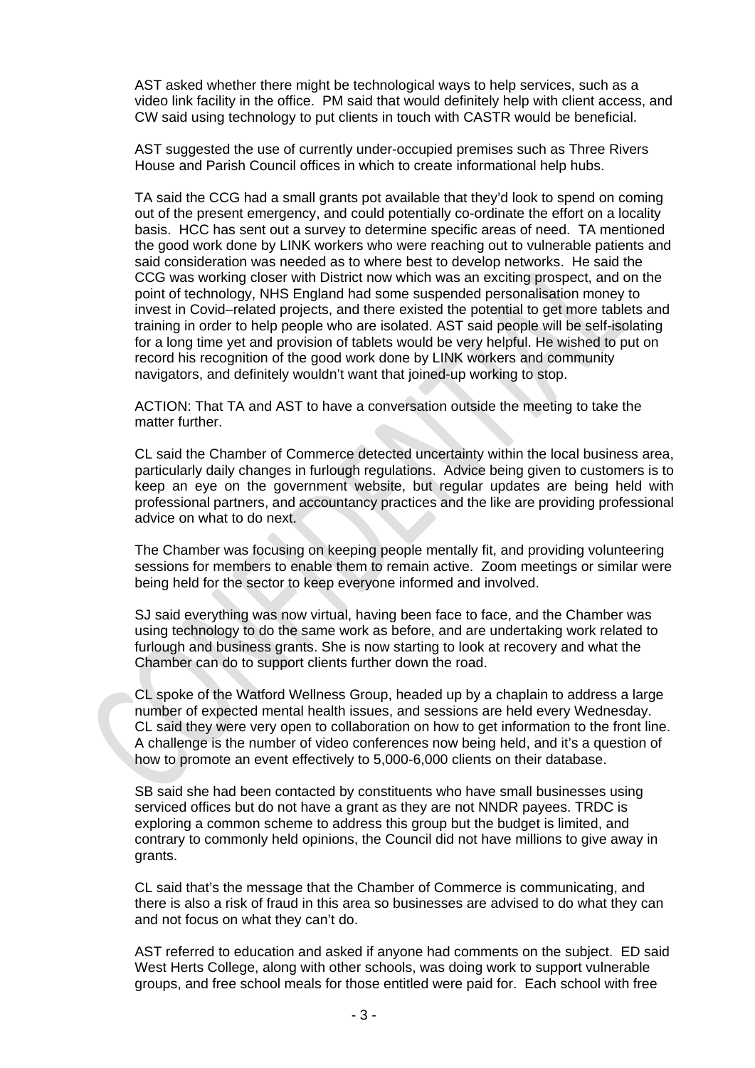AST asked whether there might be technological ways to help services, such as a video link facility in the office. PM said that would definitely help with client access, and CW said using technology to put clients in touch with CASTR would be beneficial.

AST suggested the use of currently under-occupied premises such as Three Rivers House and Parish Council offices in which to create informational help hubs.

TA said the CCG had a small grants pot available that they'd look to spend on coming out of the present emergency, and could potentially co-ordinate the effort on a locality basis. HCC has sent out a survey to determine specific areas of need. TA mentioned the good work done by LINK workers who were reaching out to vulnerable patients and said consideration was needed as to where best to develop networks. He said the CCG was working closer with District now which was an exciting prospect, and on the point of technology, NHS England had some suspended personalisation money to invest in Covid–related projects, and there existed the potential to get more tablets and training in order to help people who are isolated. AST said people will be self-isolating for a long time yet and provision of tablets would be very helpful. He wished to put on record his recognition of the good work done by LINK workers and community navigators, and definitely wouldn't want that joined-up working to stop.

ACTION: That TA and AST to have a conversation outside the meeting to take the matter further.

CL said the Chamber of Commerce detected uncertainty within the local business area, particularly daily changes in furlough regulations. Advice being given to customers is to keep an eye on the government website, but regular updates are being held with professional partners, and accountancy practices and the like are providing professional advice on what to do next.

The Chamber was focusing on keeping people mentally fit, and providing volunteering sessions for members to enable them to remain active. Zoom meetings or similar were being held for the sector to keep everyone informed and involved.

SJ said everything was now virtual, having been face to face, and the Chamber was using technology to do the same work as before, and are undertaking work related to furlough and business grants. She is now starting to look at recovery and what the Chamber can do to support clients further down the road.

CL spoke of the Watford Wellness Group, headed up by a chaplain to address a large number of expected mental health issues, and sessions are held every Wednesday. CL said they were very open to collaboration on how to get information to the front line. A challenge is the number of video conferences now being held, and it's a question of how to promote an event effectively to 5,000-6,000 clients on their database.

SB said she had been contacted by constituents who have small businesses using serviced offices but do not have a grant as they are not NNDR payees. TRDC is exploring a common scheme to address this group but the budget is limited, and contrary to commonly held opinions, the Council did not have millions to give away in grants.

CL said that's the message that the Chamber of Commerce is communicating, and there is also a risk of fraud in this area so businesses are advised to do what they can and not focus on what they can't do.

AST referred to education and asked if anyone had comments on the subject. ED said West Herts College, along with other schools, was doing work to support vulnerable groups, and free school meals for those entitled were paid for. Each school with free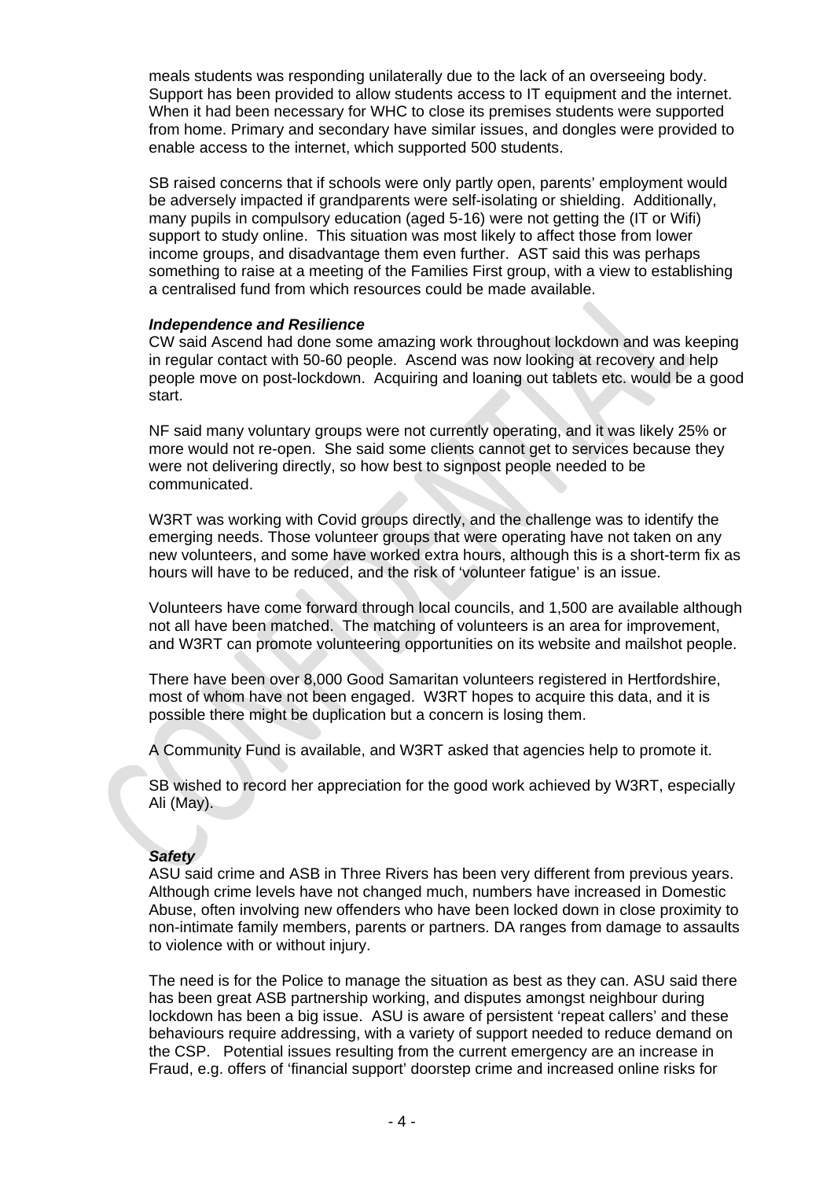meals students was responding unilaterally due to the lack of an overseeing body. Support has been provided to allow students access to IT equipment and the internet. When it had been necessary for WHC to close its premises students were supported from home. Primary and secondary have similar issues, and dongles were provided to enable access to the internet, which supported 500 students.

SB raised concerns that if schools were only partly open, parents' employment would be adversely impacted if grandparents were self-isolating or shielding. Additionally, many pupils in compulsory education (aged 5-16) were not getting the (IT or Wifi) support to study online. This situation was most likely to affect those from lower income groups, and disadvantage them even further. AST said this was perhaps something to raise at a meeting of the Families First group, with a view to establishing a centralised fund from which resources could be made available.

***Independence and Resilience***

CW said Ascend had done some amazing work throughout lockdown and was keeping in regular contact with 50-60 people. Ascend was now looking at recovery and help people move on post-lockdown. Acquiring and loaning out tablets etc. would be a good start.

NF said many voluntary groups were not currently operating, and it was likely 25% or more would not re-open. She said some clients cannot get to services because they were not delivering directly, so how best to signpost people needed to be communicated.

W3RT was working with Covid groups directly, and the challenge was to identify the emerging needs. Those volunteer groups that were operating have not taken on any new volunteers, and some have worked extra hours, although this is a short-term fix as hours will have to be reduced, and the risk of 'volunteer fatigue' is an issue.

Volunteers have come forward through local councils, and 1,500 are available although not all have been matched. The matching of volunteers is an area for improvement, and W3RT can promote volunteering opportunities on its website and mailshot people.

There have been over 8,000 Good Samaritan volunteers registered in Hertfordshire, most of whom have not been engaged. W3RT hopes to acquire this data, and it is possible there might be duplication but a concern is losing them.

A Community Fund is available, and W3RT asked that agencies help to promote it.

SB wished to record her appreciation for the good work achieved by W3RT, especially Ali (May).

***Safety***

ASU said crime and ASB in Three Rivers has been very different from previous years. Although crime levels have not changed much, numbers have increased in Domestic Abuse, often involving new offenders who have been locked down in close proximity to non-intimate family members, parents or partners. DA ranges from damage to assaults to violence with or without injury.

The need is for the Police to manage the situation as best as they can. ASU said there has been great ASB partnership working, and disputes amongst neighbour during lockdown has been a big issue. ASU is aware of persistent 'repeat callers' and these behaviours require addressing, with a variety of support needed to reduce demand on the CSP. Potential issues resulting from the current emergency are an increase in Fraud, e.g. offers of 'financial support' doorstep crime and increased online risks for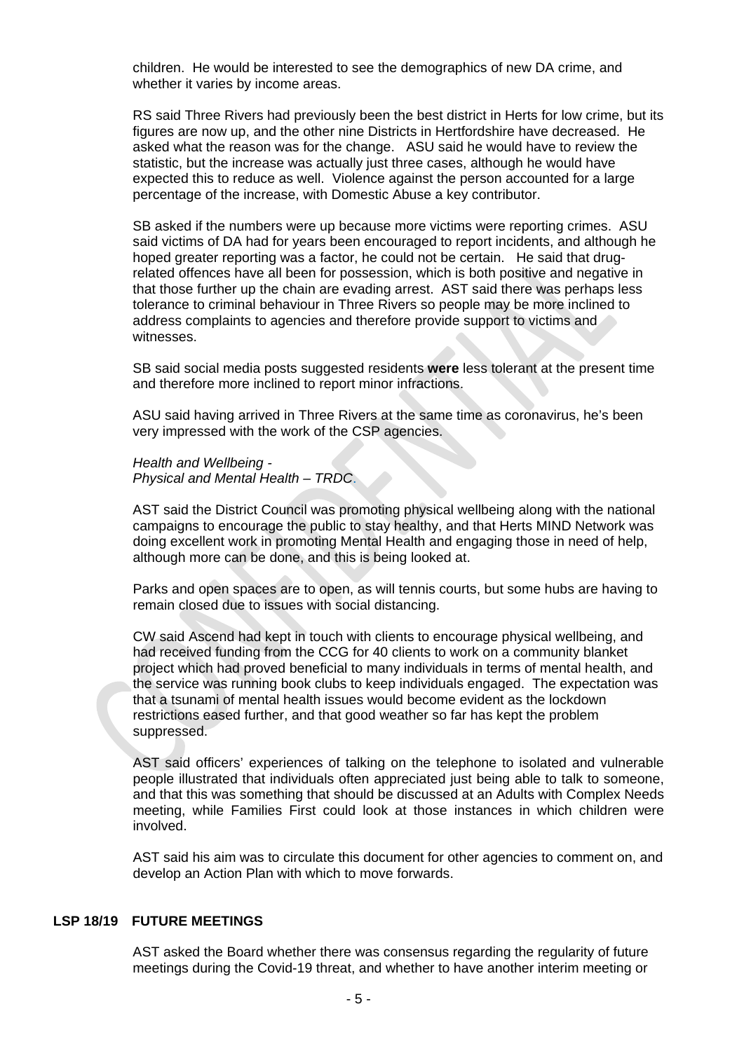children. He would be interested to see the demographics of new DA crime, and whether it varies by income areas.

RS said Three Rivers had previously been the best district in Herts for low crime, but its figures are now up, and the other nine Districts in Hertfordshire have decreased. He asked what the reason was for the change. ASU said he would have to review the statistic, but the increase was actually just three cases, although he would have expected this to reduce as well. Violence against the person accounted for a large percentage of the increase, with Domestic Abuse a key contributor.

SB asked if the numbers were up because more victims were reporting crimes. ASU said victims of DA had for years been encouraged to report incidents, and although he hoped greater reporting was a factor, he could not be certain. He said that drug-related offences have all been for possession, which is both positive and negative in that those further up the chain are evading arrest. AST said there was perhaps less tolerance to criminal behaviour in Three Rivers so people may be more inclined to address complaints to agencies and therefore provide support to victims and witnesses.

SB said social media posts suggested residents **were** less tolerant at the present time and therefore more inclined to report minor infractions.

ASU said having arrived in Three Rivers at the same time as coronavirus, he's been very impressed with the work of the CSP agencies.

*Health and Wellbeing -*
*Physical and Mental Health – TRDC.*

AST said the District Council was promoting physical wellbeing along with the national campaigns to encourage the public to stay healthy, and that Herts MIND Network was doing excellent work in promoting Mental Health and engaging those in need of help, although more can be done, and this is being looked at.

Parks and open spaces are to open, as will tennis courts, but some hubs are having to remain closed due to issues with social distancing.

CW said Ascend had kept in touch with clients to encourage physical wellbeing, and had received funding from the CCG for 40 clients to work on a community blanket project which had proved beneficial to many individuals in terms of mental health, and the service was running book clubs to keep individuals engaged. The expectation was that a tsunami of mental health issues would become evident as the lockdown restrictions eased further, and that good weather so far has kept the problem suppressed.

AST said officers' experiences of talking on the telephone to isolated and vulnerable people illustrated that individuals often appreciated just being able to talk to someone, and that this was something that should be discussed at an Adults with Complex Needs meeting, while Families First could look at those instances in which children were involved.

AST said his aim was to circulate this document for other agencies to comment on, and develop an Action Plan with which to move forwards.

**LSP 18/19 FUTURE MEETINGS**

AST asked the Board whether there was consensus regarding the regularity of future meetings during the Covid-19 threat, and whether to have another interim meeting or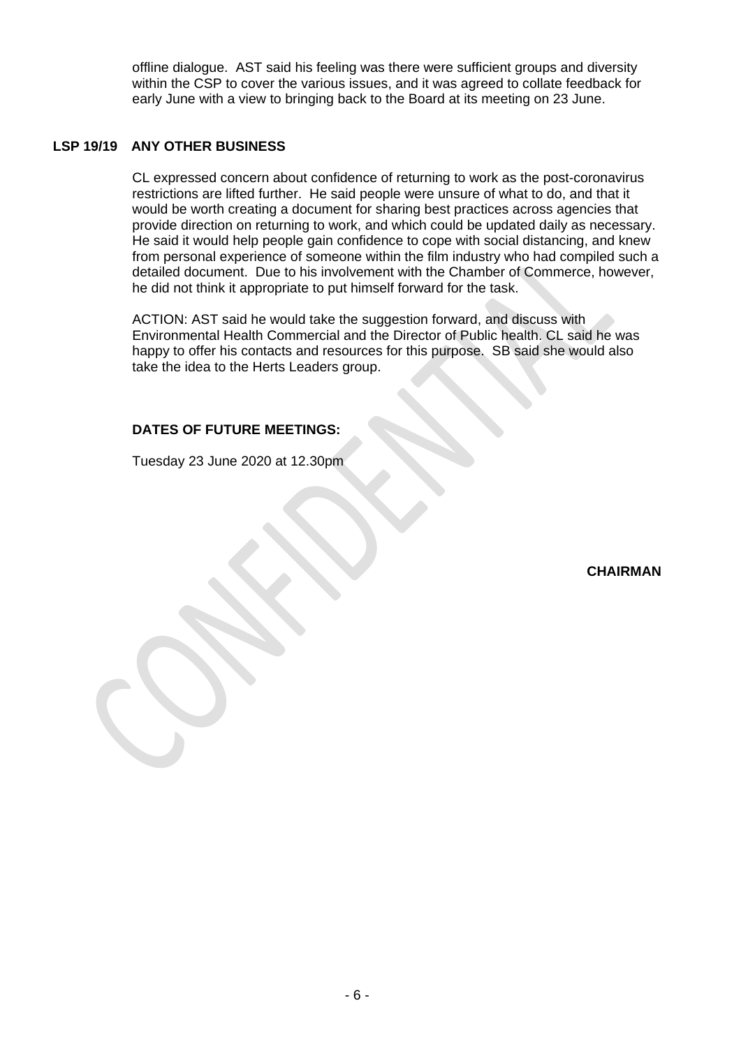offline dialogue. AST said his feeling was there were sufficient groups and diversity within the CSP to cover the various issues, and it was agreed to collate feedback for early June with a view to bringing back to the Board at its meeting on 23 June.

## LSP 19/19 ANY OTHER BUSINESS

CL expressed concern about confidence of returning to work as the post-coronavirus restrictions are lifted further. He said people were unsure of what to do, and that it would be worth creating a document for sharing best practices across agencies that provide direction on returning to work, and which could be updated daily as necessary. He said it would help people gain confidence to cope with social distancing, and knew from personal experience of someone within the film industry who had compiled such a detailed document. Due to his involvement with the Chamber of Commerce, however, he did not think it appropriate to put himself forward for the task.

ACTION: AST said he would take the suggestion forward, and discuss with Environmental Health Commercial and the Director of Public health. CL said he was happy to offer his contacts and resources for this purpose. SB said she would also take the idea to the Herts Leaders group.

**DATES OF FUTURE MEETINGS:**

Tuesday 23 June 2020 at 12.30pm

**CHAIRMAN**